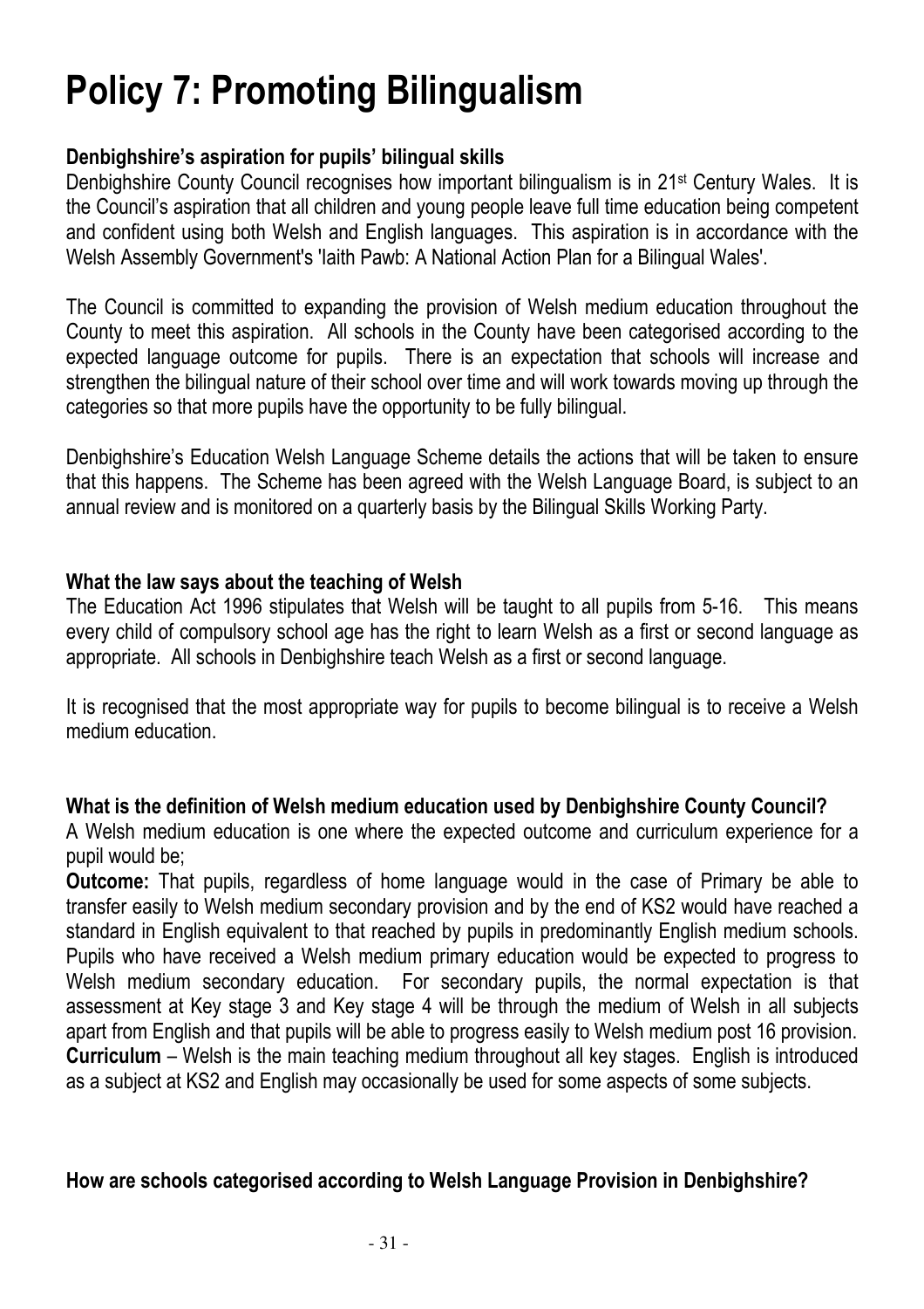# Policy 7: Promoting Bilingualism

**Denbighshire's aspiration for pupils' bilingual skills**

Denbighshire County Council recognises how important bilingualism is in 21st Century Wales. It is the Council's aspiration that all children and young people leave full time education being competent and confident using both Welsh and English languages. This aspiration is in accordance with the Welsh Assembly Government's 'Iaith Pawb: A National Action Plan for a Bilingual Wales'.

The Council is committed to expanding the provision of Welsh medium education throughout the County to meet this aspiration. All schools in the County have been categorised according to the expected language outcome for pupils. There is an expectation that schools will increase and strengthen the bilingual nature of their school over time and will work towards moving up through the categories so that more pupils have the opportunity to be fully bilingual.

Denbighshire's Education Welsh Language Scheme details the actions that will be taken to ensure that this happens. The Scheme has been agreed with the Welsh Language Board, is subject to an annual review and is monitored on a quarterly basis by the Bilingual Skills Working Party.

**What the law says about the teaching of Welsh**

The Education Act 1996 stipulates that Welsh will be taught to all pupils from 5-16. This means every child of compulsory school age has the right to learn Welsh as a first or second language as appropriate. All schools in Denbighshire teach Welsh as a first or second language.

It is recognised that the most appropriate way for pupils to become bilingual is to receive a Welsh medium education.

**What is the definition of Welsh medium education used by Denbighshire County Council?**

A Welsh medium education is one where the expected outcome and curriculum experience for a pupil would be;

**Outcome:** That pupils, regardless of home language would in the case of Primary be able to transfer easily to Welsh medium secondary provision and by the end of KS2 would have reached a standard in English equivalent to that reached by pupils in predominantly English medium schools. Pupils who have received a Welsh medium primary education would be expected to progress to Welsh medium secondary education. For secondary pupils, the normal expectation is that assessment at Key stage 3 and Key stage 4 will be through the medium of Welsh in all subjects apart from English and that pupils will be able to progress easily to Welsh medium post 16 provision.

**Curriculum** – Welsh is the main teaching medium throughout all key stages. English is introduced as a subject at KS2 and English may occasionally be used for some aspects of some subjects.

**How are schools categorised according to Welsh Language Provision in Denbighshire?**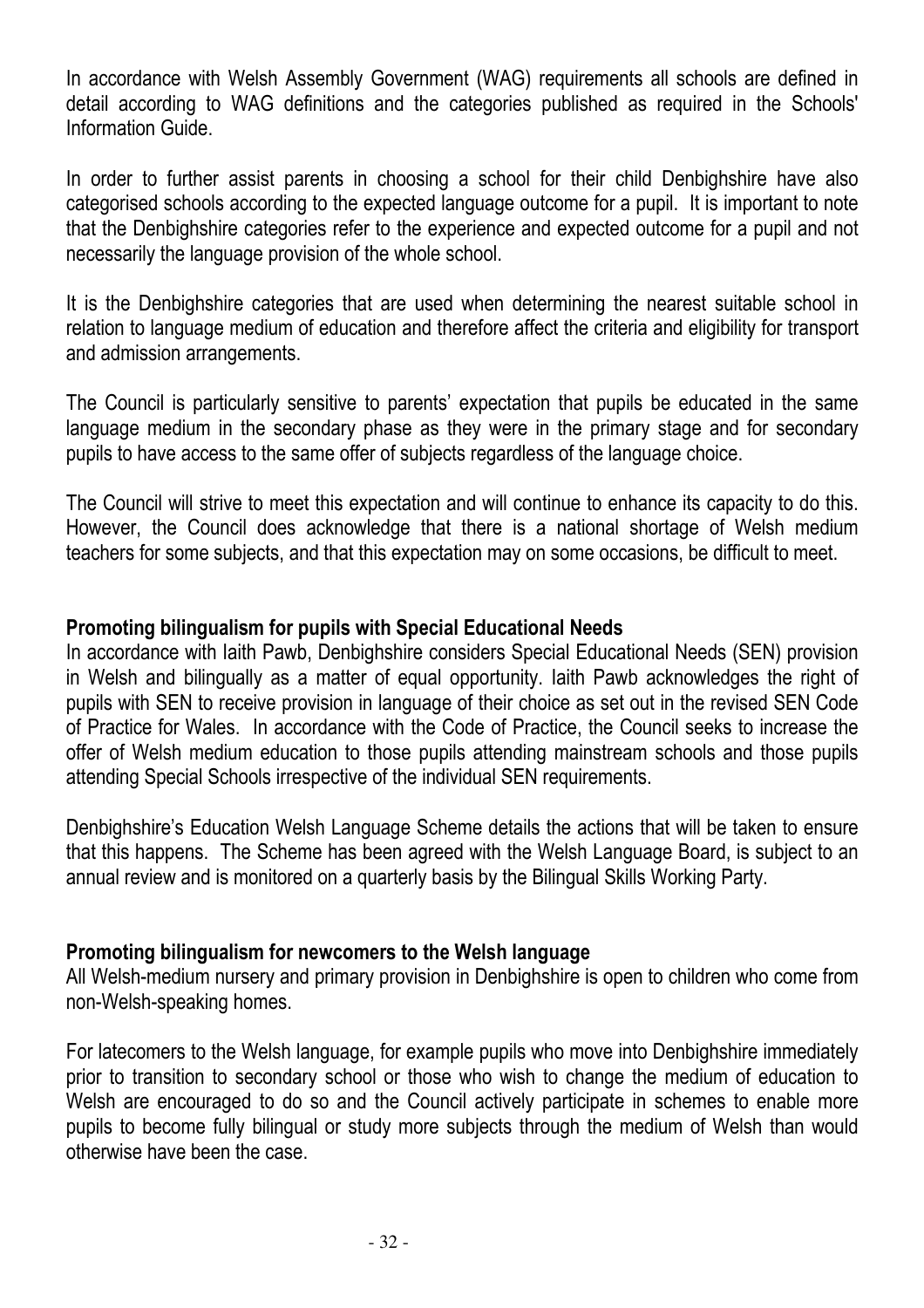In accordance with Welsh Assembly Government (WAG) requirements all schools are defined in detail according to WAG definitions and the categories published as required in the Schools' Information Guide.

In order to further assist parents in choosing a school for their child Denbighshire have also categorised schools according to the expected language outcome for a pupil. It is important to note that the Denbighshire categories refer to the experience and expected outcome for a pupil and not necessarily the language provision of the whole school.

It is the Denbighshire categories that are used when determining the nearest suitable school in relation to language medium of education and therefore affect the criteria and eligibility for transport and admission arrangements.

The Council is particularly sensitive to parents' expectation that pupils be educated in the same language medium in the secondary phase as they were in the primary stage and for secondary pupils to have access to the same offer of subjects regardless of the language choice.

The Council will strive to meet this expectation and will continue to enhance its capacity to do this. However, the Council does acknowledge that there is a national shortage of Welsh medium teachers for some subjects, and that this expectation may on some occasions, be difficult to meet.

**Promoting bilingualism for pupils with Special Educational Needs**

In accordance with Iaith Pawb, Denbighshire considers Special Educational Needs (SEN) provision in Welsh and bilingually as a matter of equal opportunity. Iaith Pawb acknowledges the right of pupils with SEN to receive provision in language of their choice as set out in the revised SEN Code of Practice for Wales. In accordance with the Code of Practice, the Council seeks to increase the offer of Welsh medium education to those pupils attending mainstream schools and those pupils attending Special Schools irrespective of the individual SEN requirements.

Denbighshire's Education Welsh Language Scheme details the actions that will be taken to ensure that this happens. The Scheme has been agreed with the Welsh Language Board, is subject to an annual review and is monitored on a quarterly basis by the Bilingual Skills Working Party.

**Promoting bilingualism for newcomers to the Welsh language**

All Welsh-medium nursery and primary provision in Denbighshire is open to children who come from non-Welsh-speaking homes.

For latecomers to the Welsh language, for example pupils who move into Denbighshire immediately prior to transition to secondary school or those who wish to change the medium of education to Welsh are encouraged to do so and the Council actively participate in schemes to enable more pupils to become fully bilingual or study more subjects through the medium of Welsh than would otherwise have been the case.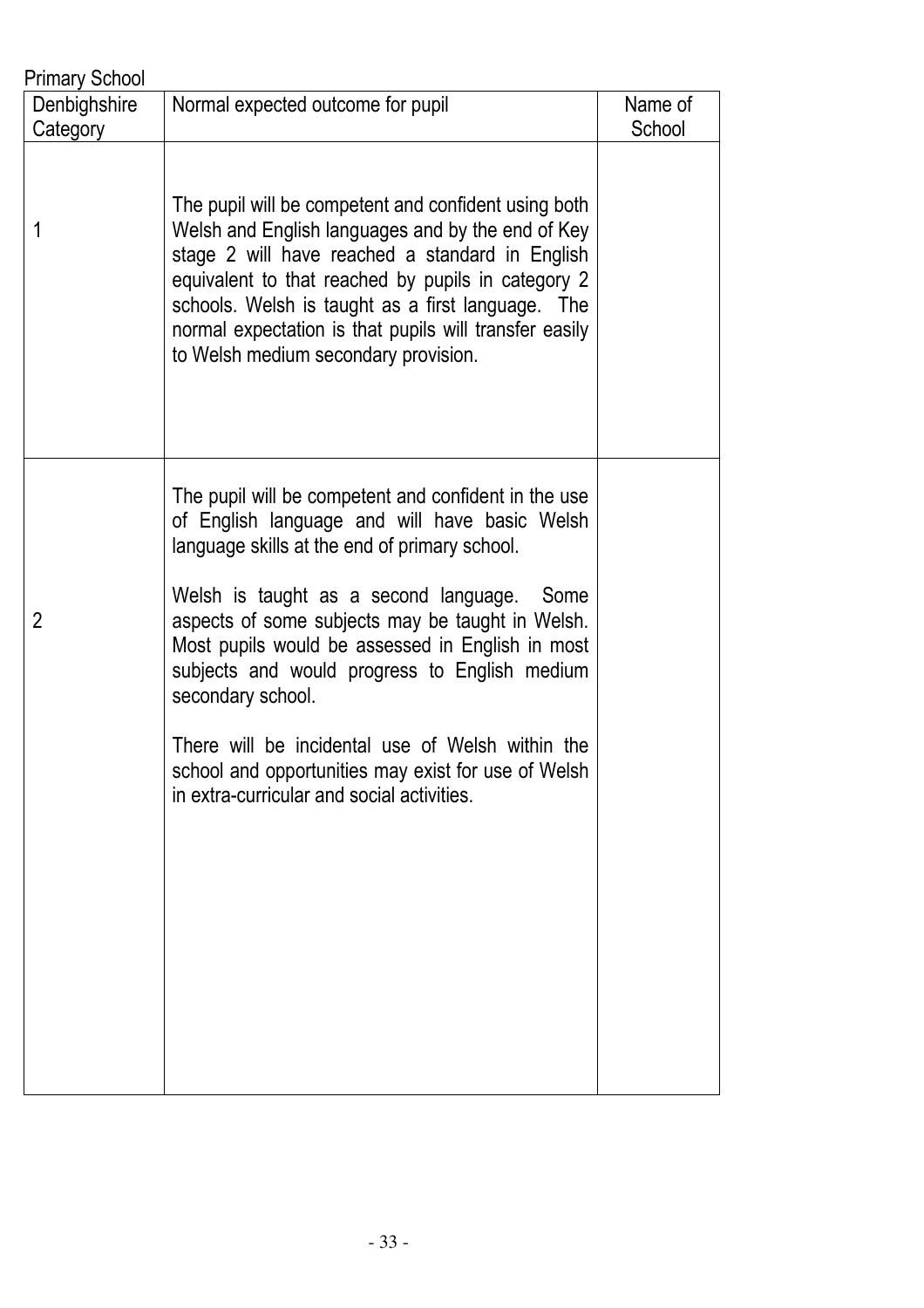Primary School

| Denbighshire Category | Normal expected outcome for pupil | Name of School |
|---|---|---|
| 1 | The pupil will be competent and confident using both Welsh and English languages and by the end of Key stage 2 will have reached a standard in English equivalent to that reached by pupils in category 2 schools. Welsh is taught as a first language. The normal expectation is that pupils will transfer easily to Welsh medium secondary provision. | |
| 2 | The pupil will be competent and confident in the use of English language and will have basic Welsh language skills at the end of primary school.<br><br>Welsh is taught as a second language. Some aspects of some subjects may be taught in Welsh. Most pupils would be assessed in English in most subjects and would progress to English medium secondary school.<br><br>There will be incidental use of Welsh within the school and opportunities may exist for use of Welsh in extra-curricular and social activities. | |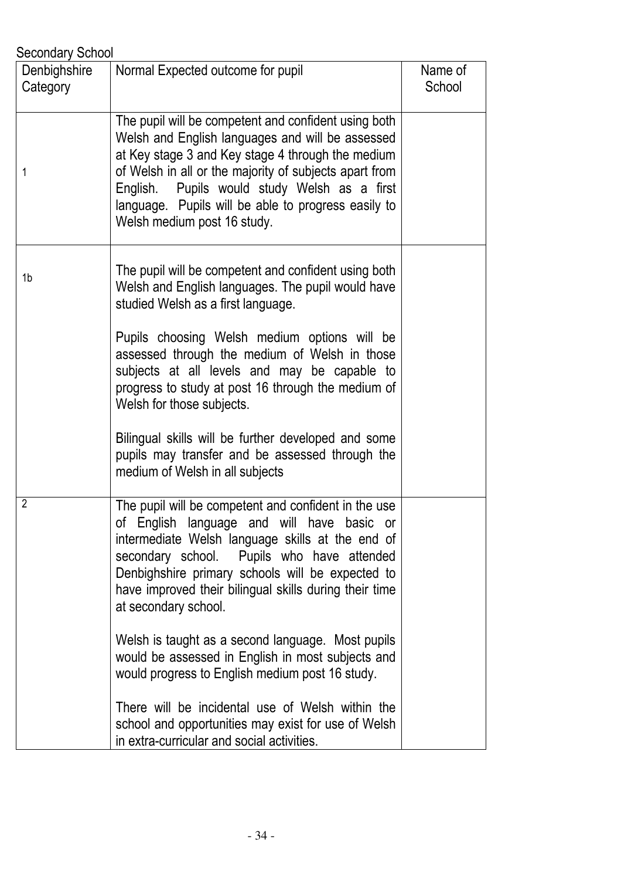Secondary School

| Denbighshire Category | Normal Expected outcome for pupil | Name of School |
|---|---|---|
| 1 | The pupil will be competent and confident using both Welsh and English languages and will be assessed at Key stage 3 and Key stage 4 through the medium of Welsh in all or the majority of subjects apart from English. Pupils would study Welsh as a first language. Pupils will be able to progress easily to Welsh medium post 16 study. | |
| 1b | The pupil will be competent and confident using both Welsh and English languages. The pupil would have studied Welsh as a first language.<br><br>Pupils choosing Welsh medium options will be assessed through the medium of Welsh in those subjects at all levels and may be capable to progress to study at post 16 through the medium of Welsh for those subjects.<br><br>Bilingual skills will be further developed and some pupils may transfer and be assessed through the medium of Welsh in all subjects | |
| 2 | The pupil will be competent and confident in the use of English language and will have basic or intermediate Welsh language skills at the end of secondary school. Pupils who have attended Denbighshire primary schools will be expected to have improved their bilingual skills during their time at secondary school.<br><br>Welsh is taught as a second language. Most pupils would be assessed in English in most subjects and would progress to English medium post 16 study.<br><br>There will be incidental use of Welsh within the school and opportunities may exist for use of Welsh in extra-curricular and social activities. | |